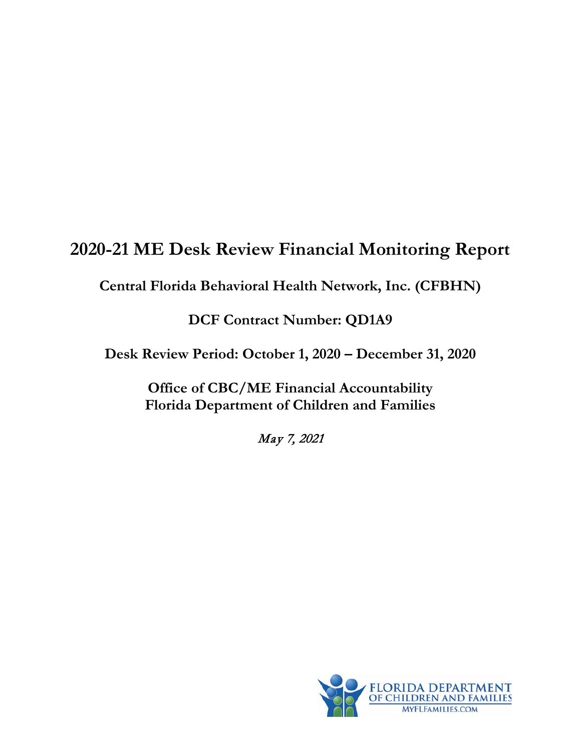# 2020-21 ME Desk Review Financial Monitoring Report

**Central Florida Behavioral Health Network, Inc. (CFBHN)**

**DCF Contract Number: QD1A9**

**Desk Review Period: October 1, 2020 – December 31, 2020**

**Office of CBC/ME Financial Accountability**
**Florida Department of Children and Families**

*May 7, 2021*

FLORIDA DEPARTMENT OF CHILDREN AND FAMILIES
MYFLFAMILIES.COM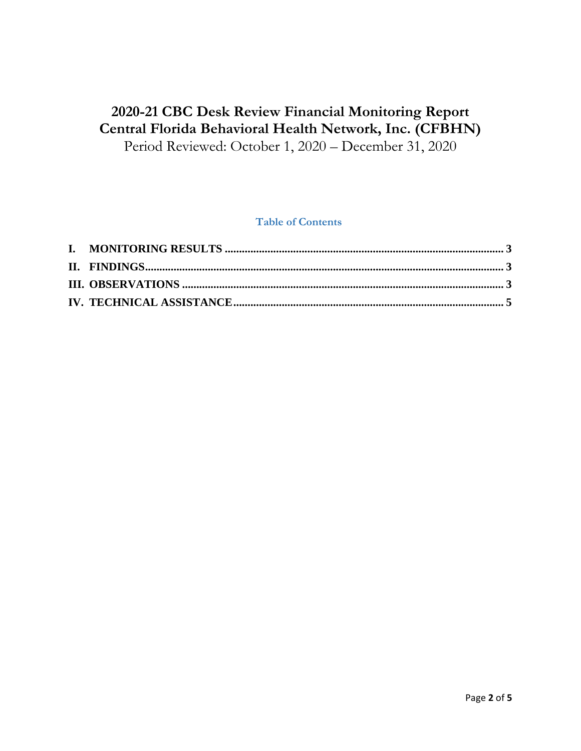# 2020-21 CBC Desk Review Financial Monitoring Report
# Central Florida Behavioral Health Network, Inc. (CFBHN)

Period Reviewed: October 1, 2020 – December 31, 2020

## Table of Contents

**I. MONITORING RESULTS** ........................................................................ **3**

**II. FINDINGS** ........................................................................................ **3**

**III. OBSERVATIONS** ............................................................................... **3**

**IV. TECHNICAL ASSISTANCE** ................................................................... **5**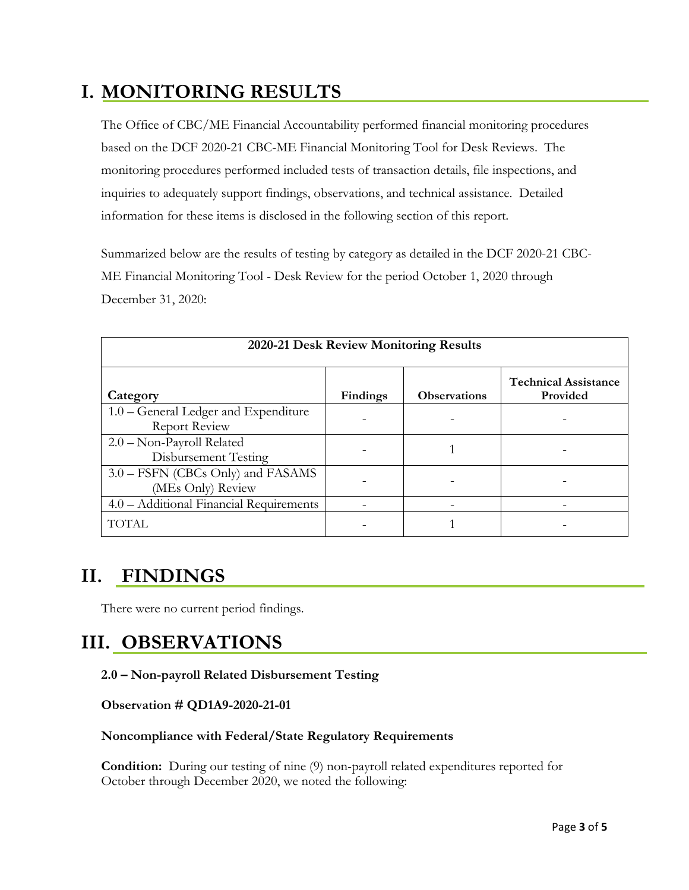# I. MONITORING RESULTS

The Office of CBC/ME Financial Accountability performed financial monitoring procedures based on the DCF 2020-21 CBC-ME Financial Monitoring Tool for Desk Reviews. The monitoring procedures performed included tests of transaction details, file inspections, and inquiries to adequately support findings, observations, and technical assistance. Detailed information for these items is disclosed in the following section of this report.

Summarized below are the results of testing by category as detailed in the DCF 2020-21 CBC-ME Financial Monitoring Tool - Desk Review for the period October 1, 2020 through December 31, 2020:

| 2020-21 Desk Review Monitoring Results | | | |
|---|---|---|---|
| **Category** | **Findings** | **Observations** | **Technical Assistance Provided** |
| 1.0 – General Ledger and Expenditure Report Review | - | - | - |
| 2.0 – Non-Payroll Related Disbursement Testing | - | 1 | - |
| 3.0 – FSFN (CBCs Only) and FASAMS (MEs Only) Review | - | - | - |
| 4.0 – Additional Financial Requirements | - | - | - |
| TOTAL | - | 1 | - |

# II. FINDINGS

There were no current period findings.

# III. OBSERVATIONS

**2.0 – Non-payroll Related Disbursement Testing**

**Observation # QD1A9-2020-21-01**

**Noncompliance with Federal/State Regulatory Requirements**

**Condition:** During our testing of nine (9) non-payroll related expenditures reported for October through December 2020, we noted the following: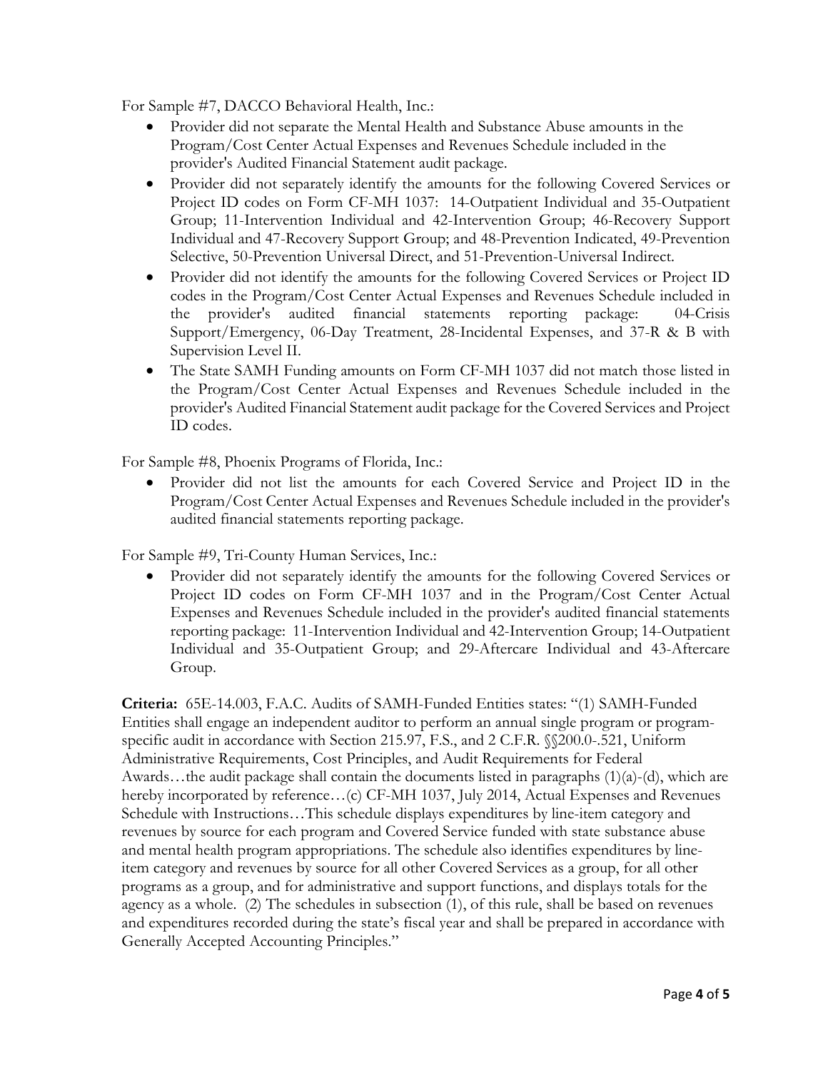For Sample #7, DACCO Behavioral Health, Inc.:

- Provider did not separate the Mental Health and Substance Abuse amounts in the Program/Cost Center Actual Expenses and Revenues Schedule included in the provider's Audited Financial Statement audit package.
- Provider did not separately identify the amounts for the following Covered Services or Project ID codes on Form CF-MH 1037: 14-Outpatient Individual and 35-Outpatient Group; 11-Intervention Individual and 42-Intervention Group; 46-Recovery Support Individual and 47-Recovery Support Group; and 48-Prevention Indicated, 49-Prevention Selective, 50-Prevention Universal Direct, and 51-Prevention-Universal Indirect.
- Provider did not identify the amounts for the following Covered Services or Project ID codes in the Program/Cost Center Actual Expenses and Revenues Schedule included in the provider's audited financial statements reporting package: 04-Crisis Support/Emergency, 06-Day Treatment, 28-Incidental Expenses, and 37-R & B with Supervision Level II.
- The State SAMH Funding amounts on Form CF-MH 1037 did not match those listed in the Program/Cost Center Actual Expenses and Revenues Schedule included in the provider's Audited Financial Statement audit package for the Covered Services and Project ID codes.

For Sample #8, Phoenix Programs of Florida, Inc.:

- Provider did not list the amounts for each Covered Service and Project ID in the Program/Cost Center Actual Expenses and Revenues Schedule included in the provider's audited financial statements reporting package.

For Sample #9, Tri-County Human Services, Inc.:

- Provider did not separately identify the amounts for the following Covered Services or Project ID codes on Form CF-MH 1037 and in the Program/Cost Center Actual Expenses and Revenues Schedule included in the provider's audited financial statements reporting package: 11-Intervention Individual and 42-Intervention Group; 14-Outpatient Individual and 35-Outpatient Group; and 29-Aftercare Individual and 43-Aftercare Group.

**Criteria:** 65E-14.003, F.A.C. Audits of SAMH-Funded Entities states: "(1) SAMH-Funded Entities shall engage an independent auditor to perform an annual single program or program-specific audit in accordance with Section 215.97, F.S., and 2 C.F.R. §§200.0-.521, Uniform Administrative Requirements, Cost Principles, and Audit Requirements for Federal Awards…the audit package shall contain the documents listed in paragraphs (1)(a)-(d), which are hereby incorporated by reference…(c) CF-MH 1037, July 2014, Actual Expenses and Revenues Schedule with Instructions…This schedule displays expenditures by line-item category and revenues by source for each program and Covered Service funded with state substance abuse and mental health program appropriations. The schedule also identifies expenditures by line-item category and revenues by source for all other Covered Services as a group, for all other programs as a group, and for administrative and support functions, and displays totals for the agency as a whole. (2) The schedules in subsection (1), of this rule, shall be based on revenues and expenditures recorded during the state's fiscal year and shall be prepared in accordance with Generally Accepted Accounting Principles."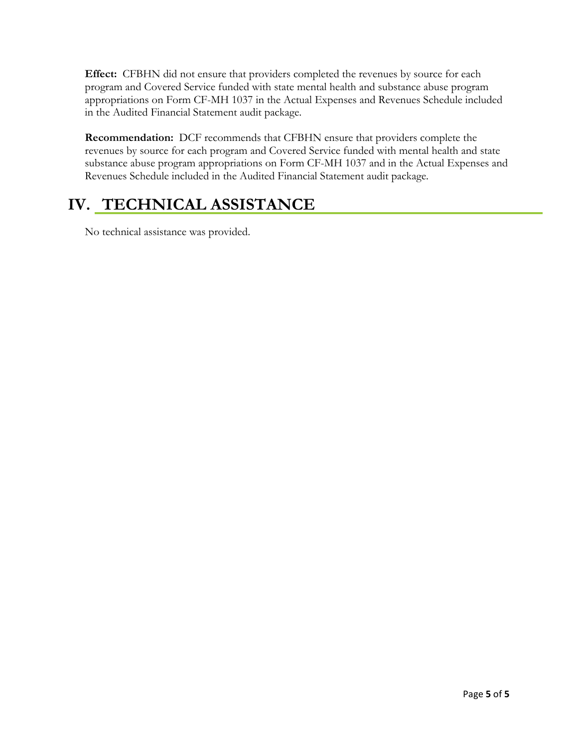**Effect:** CFBHN did not ensure that providers completed the revenues by source for each program and Covered Service funded with state mental health and substance abuse program appropriations on Form CF-MH 1037 in the Actual Expenses and Revenues Schedule included in the Audited Financial Statement audit package.

**Recommendation:** DCF recommends that CFBHN ensure that providers complete the revenues by source for each program and Covered Service funded with mental health and state substance abuse program appropriations on Form CF-MH 1037 and in the Actual Expenses and Revenues Schedule included in the Audited Financial Statement audit package.

# IV. TECHNICAL ASSISTANCE

No technical assistance was provided.